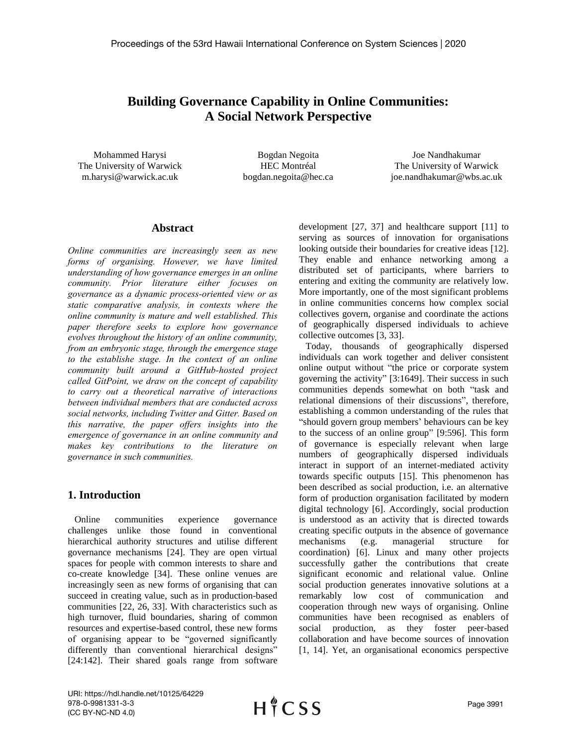# Building Governance Capability in Online Communities: A Social Network Perspective

Mohammed Harysi
The University of Warwick
m.harysi@warwick.ac.uk

Bogdan Negoita
HEC Montréal
bogdan.negoita@hec.ca

Joe Nandhakumar
The University of Warwick
joe.nandhakumar@wbs.ac.uk

## Abstract

*Online communities are increasingly seen as new forms of organising. However, we have limited understanding of how governance emerges in an online community. Prior literature either focuses on governance as a dynamic process-oriented view or as static comparative analysis, in contexts where the online community is mature and well established. This paper therefore seeks to explore how governance evolves throughout the history of an online community, from an embryonic stage, through the emergence stage to the establishe stage. In the context of an online community built around a GitHub-hosted project called GitPoint, we draw on the concept of capability to carry out a theoretical narrative of interactions between individual members that are conducted across social networks, including Twitter and Gitter. Based on this narrative, the paper offers insights into the emergence of governance in an online community and makes key contributions to the literature on governance in such communities.*

## 1. Introduction

Online communities experience governance challenges unlike those found in conventional hierarchical authority structures and utilise different governance mechanisms [24]. They are open virtual spaces for people with common interests to share and co-create knowledge [34]. These online venues are increasingly seen as new forms of organising that can succeed in creating value, such as in production-based communities [22, 26, 33]. With characteristics such as high turnover, fluid boundaries, sharing of common resources and expertise-based control, these new forms of organising appear to be "governed significantly differently than conventional hierarchical designs" [24:142]. Their shared goals range from software development [27, 37] and healthcare support [11] to serving as sources of innovation for organisations looking outside their boundaries for creative ideas [12]. They enable and enhance networking among a distributed set of participants, where barriers to entering and exiting the community are relatively low. More importantly, one of the most significant problems in online communities concerns how complex social collectives govern, organise and coordinate the actions of geographically dispersed individuals to achieve collective outcomes [3, 33].

Today, thousands of geographically dispersed individuals can work together and deliver consistent online output without "the price or corporate system governing the activity" [3:1649]. Their success in such communities depends somewhat on both "task and relational dimensions of their discussions", therefore, establishing a common understanding of the rules that "should govern group members' behaviours can be key to the success of an online group" [9:596]. This form of governance is especially relevant when large numbers of geographically dispersed individuals interact in support of an internet-mediated activity towards specific outputs [15]. This phenomenon has been described as social production, i.e. an alternative form of production organisation facilitated by modern digital technology [6]. Accordingly, social production is understood as an activity that is directed towards creating specific outputs in the absence of governance mechanisms (e.g. managerial structure for coordination) [6]. Linux and many other projects successfully gather the contributions that create significant economic and relational value. Online social production generates innovative solutions at a remarkably low cost of communication and cooperation through new ways of organising. Online communities have been recognised as enablers of social production, as they foster peer-based collaboration and have become sources of innovation [1, 14]. Yet, an organisational economics perspective

URI: https://hdl.handle.net/10125/64229
978-0-9981331-3-3
(CC BY-NC-ND 4.0)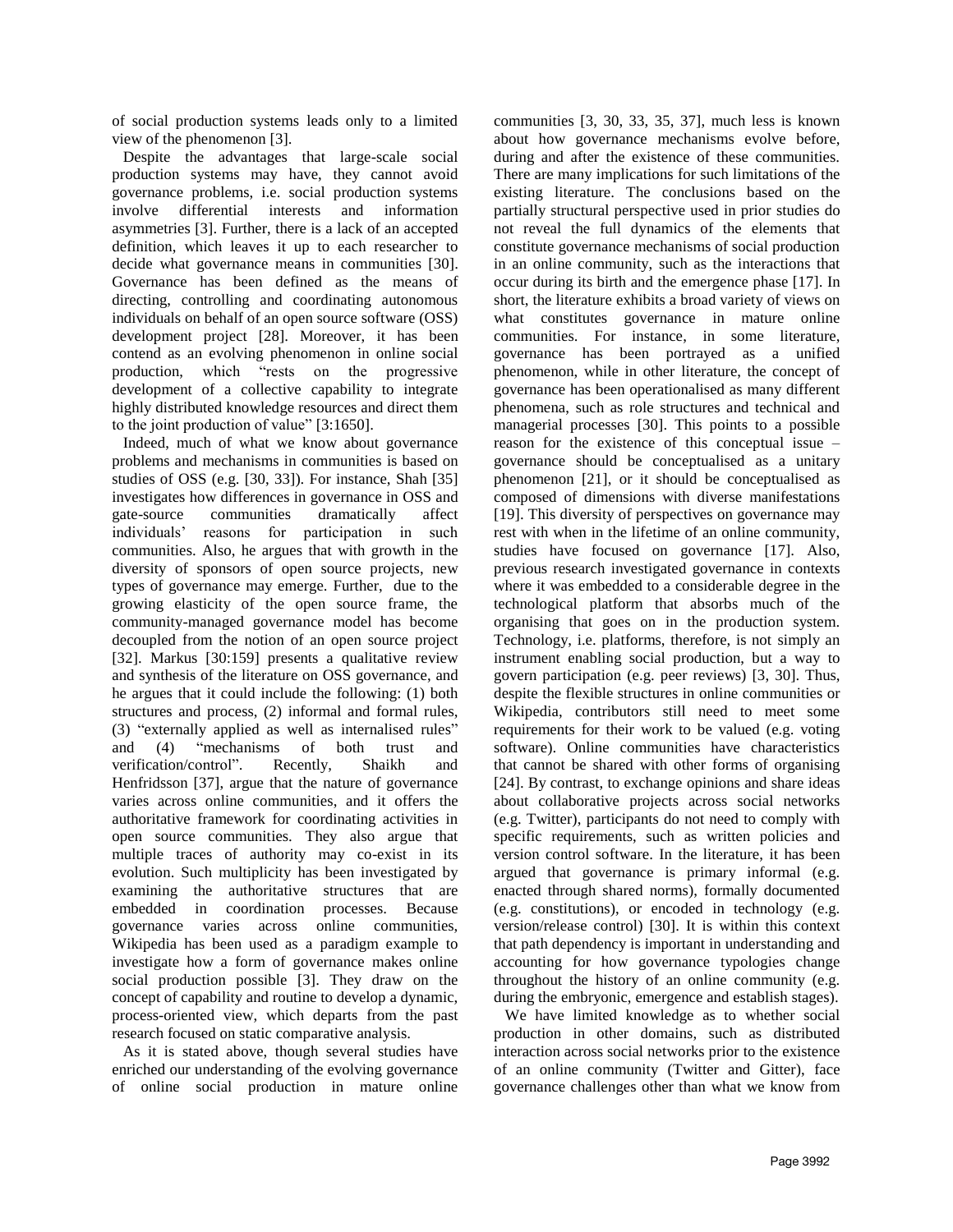of social production systems leads only to a limited view of the phenomenon [3].

Despite the advantages that large-scale social production systems may have, they cannot avoid governance problems, i.e. social production systems involve differential interests and information asymmetries [3]. Further, there is a lack of an accepted definition, which leaves it up to each researcher to decide what governance means in communities [30]. Governance has been defined as the means of directing, controlling and coordinating autonomous individuals on behalf of an open source software (OSS) development project [28]. Moreover, it has been contend as an evolving phenomenon in online social production, which "rests on the progressive development of a collective capability to integrate highly distributed knowledge resources and direct them to the joint production of value" [3:1650].

Indeed, much of what we know about governance problems and mechanisms in communities is based on studies of OSS (e.g. [30, 33]). For instance, Shah [35] investigates how differences in governance in OSS and gate-source communities dramatically affect individuals' reasons for participation in such communities. Also, he argues that with growth in the diversity of sponsors of open source projects, new types of governance may emerge. Further, due to the growing elasticity of the open source frame, the community-managed governance model has become decoupled from the notion of an open source project [32]. Markus [30:159] presents a qualitative review and synthesis of the literature on OSS governance, and he argues that it could include the following: (1) both structures and process, (2) informal and formal rules, (3) "externally applied as well as internalised rules" and (4) "mechanisms of both trust and verification/control". Recently, Shaikh and Henfridsson [37], argue that the nature of governance varies across online communities, and it offers the authoritative framework for coordinating activities in open source communities. They also argue that multiple traces of authority may co-exist in its evolution. Such multiplicity has been investigated by examining the authoritative structures that are embedded in coordination processes. Because governance varies across online communities, Wikipedia has been used as a paradigm example to investigate how a form of governance makes online social production possible [3]. They draw on the concept of capability and routine to develop a dynamic, process-oriented view, which departs from the past research focused on static comparative analysis.

As it is stated above, though several studies have enriched our understanding of the evolving governance of online social production in mature online communities [3, 30, 33, 35, 37], much less is known about how governance mechanisms evolve before, during and after the existence of these communities. There are many implications for such limitations of the existing literature. The conclusions based on the partially structural perspective used in prior studies do not reveal the full dynamics of the elements that constitute governance mechanisms of social production in an online community, such as the interactions that occur during its birth and the emergence phase [17]. In short, the literature exhibits a broad variety of views on what constitutes governance in mature online communities. For instance, in some literature, governance has been portrayed as a unified phenomenon, while in other literature, the concept of governance has been operationalised as many different phenomena, such as role structures and technical and managerial processes [30]. This points to a possible reason for the existence of this conceptual issue – governance should be conceptualised as a unitary phenomenon [21], or it should be conceptualised as composed of dimensions with diverse manifestations [19]. This diversity of perspectives on governance may rest with when in the lifetime of an online community, studies have focused on governance [17]. Also, previous research investigated governance in contexts where it was embedded to a considerable degree in the technological platform that absorbs much of the organising that goes on in the production system. Technology, i.e. platforms, therefore, is not simply an instrument enabling social production, but a way to govern participation (e.g. peer reviews) [3, 30]. Thus, despite the flexible structures in online communities or Wikipedia, contributors still need to meet some requirements for their work to be valued (e.g. voting software). Online communities have characteristics that cannot be shared with other forms of organising [24]. By contrast, to exchange opinions and share ideas about collaborative projects across social networks (e.g. Twitter), participants do not need to comply with specific requirements, such as written policies and version control software. In the literature, it has been argued that governance is primary informal (e.g. enacted through shared norms), formally documented (e.g. constitutions), or encoded in technology (e.g. version/release control) [30]. It is within this context that path dependency is important in understanding and accounting for how governance typologies change throughout the history of an online community (e.g. during the embryonic, emergence and establish stages).

We have limited knowledge as to whether social production in other domains, such as distributed interaction across social networks prior to the existence of an online community (Twitter and Gitter), face governance challenges other than what we know from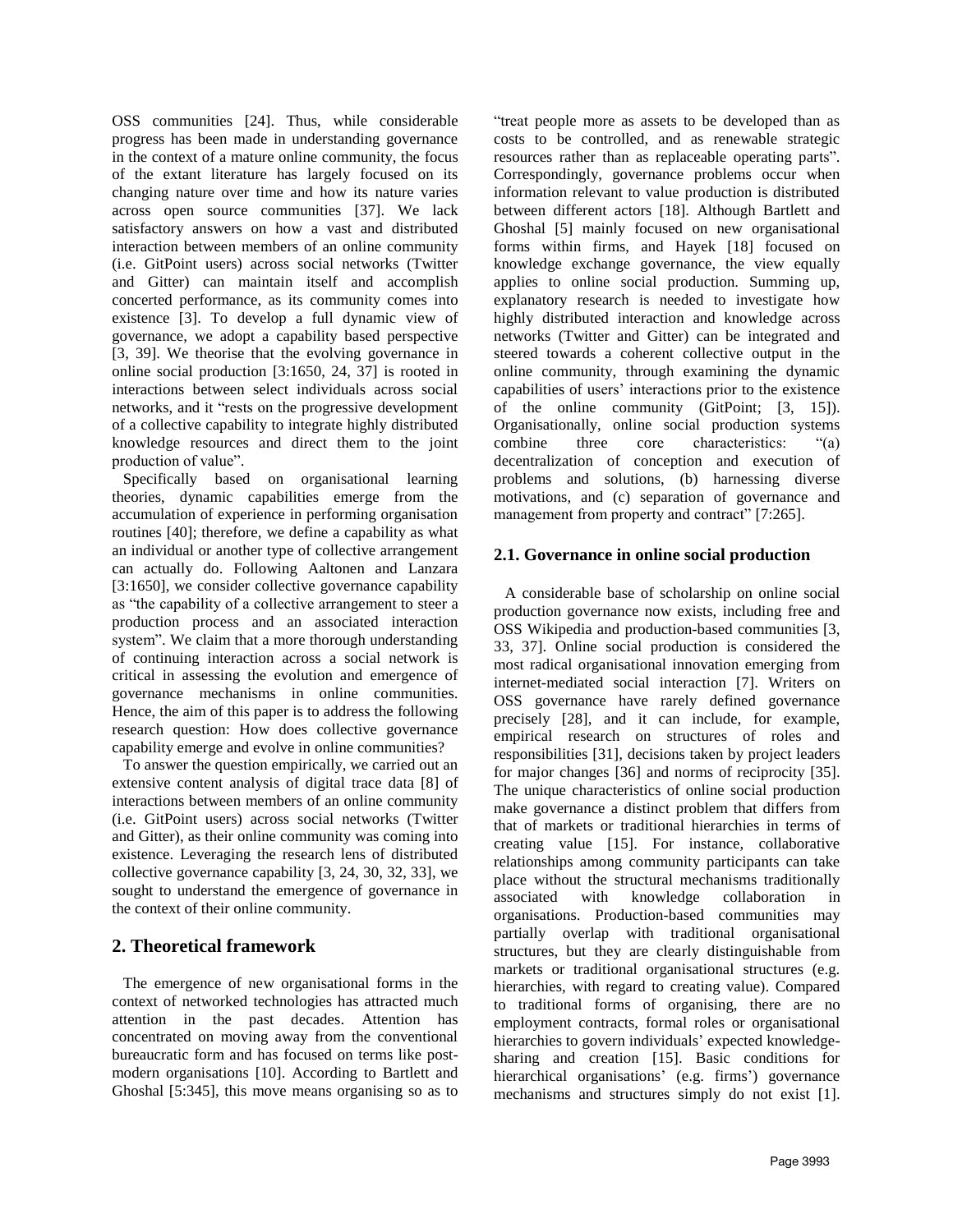OSS communities [24]. Thus, while considerable progress has been made in understanding governance in the context of a mature online community, the focus of the extant literature has largely focused on its changing nature over time and how its nature varies across open source communities [37]. We lack satisfactory answers on how a vast and distributed interaction between members of an online community (i.e. GitPoint users) across social networks (Twitter and Gitter) can maintain itself and accomplish concerted performance, as its community comes into existence [3]. To develop a full dynamic view of governance, we adopt a capability based perspective [3, 39]. We theorise that the evolving governance in online social production [3:1650, 24, 37] is rooted in interactions between select individuals across social networks, and it "rests on the progressive development of a collective capability to integrate highly distributed knowledge resources and direct them to the joint production of value".

Specifically based on organisational learning theories, dynamic capabilities emerge from the accumulation of experience in performing organisation routines [40]; therefore, we define a capability as what an individual or another type of collective arrangement can actually do. Following Aaltonen and Lanzara [3:1650], we consider collective governance capability as "the capability of a collective arrangement to steer a production process and an associated interaction system". We claim that a more thorough understanding of continuing interaction across a social network is critical in assessing the evolution and emergence of governance mechanisms in online communities. Hence, the aim of this paper is to address the following research question: How does collective governance capability emerge and evolve in online communities?

To answer the question empirically, we carried out an extensive content analysis of digital trace data [8] of interactions between members of an online community (i.e. GitPoint users) across social networks (Twitter and Gitter), as their online community was coming into existence. Leveraging the research lens of distributed collective governance capability [3, 24, 30, 32, 33], we sought to understand the emergence of governance in the context of their online community.

## 2. Theoretical framework

The emergence of new organisational forms in the context of networked technologies has attracted much attention in the past decades. Attention has concentrated on moving away from the conventional bureaucratic form and has focused on terms like post-modern organisations [10]. According to Bartlett and Ghoshal [5:345], this move means organising so as to "treat people more as assets to be developed than as costs to be controlled, and as renewable strategic resources rather than as replaceable operating parts". Correspondingly, governance problems occur when information relevant to value production is distributed between different actors [18]. Although Bartlett and Ghoshal [5] mainly focused on new organisational forms within firms, and Hayek [18] focused on knowledge exchange governance, the view equally applies to online social production. Summing up, explanatory research is needed to investigate how highly distributed interaction and knowledge across networks (Twitter and Gitter) can be integrated and steered towards a coherent collective output in the online community, through examining the dynamic capabilities of users' interactions prior to the existence of the online community (GitPoint; [3, 15]). Organisationally, online social production systems combine three core characteristics: "(a) decentralization of conception and execution of problems and solutions, (b) harnessing diverse motivations, and (c) separation of governance and management from property and contract" [7:265].

### 2.1. Governance in online social production

A considerable base of scholarship on online social production governance now exists, including free and OSS Wikipedia and production-based communities [3, 33, 37]. Online social production is considered the most radical organisational innovation emerging from internet-mediated social interaction [7]. Writers on OSS governance have rarely defined governance precisely [28], and it can include, for example, empirical research on structures of roles and responsibilities [31], decisions taken by project leaders for major changes [36] and norms of reciprocity [35]. The unique characteristics of online social production make governance a distinct problem that differs from that of markets or traditional hierarchies in terms of creating value [15]. For instance, collaborative relationships among community participants can take place without the structural mechanisms traditionally associated with knowledge collaboration in organisations. Production-based communities may partially overlap with traditional organisational structures, but they are clearly distinguishable from markets or traditional organisational structures (e.g. hierarchies, with regard to creating value). Compared to traditional forms of organising, there are no employment contracts, formal roles or organisational hierarchies to govern individuals' expected knowledge-sharing and creation [15]. Basic conditions for hierarchical organisations' (e.g. firms') governance mechanisms and structures simply do not exist [1].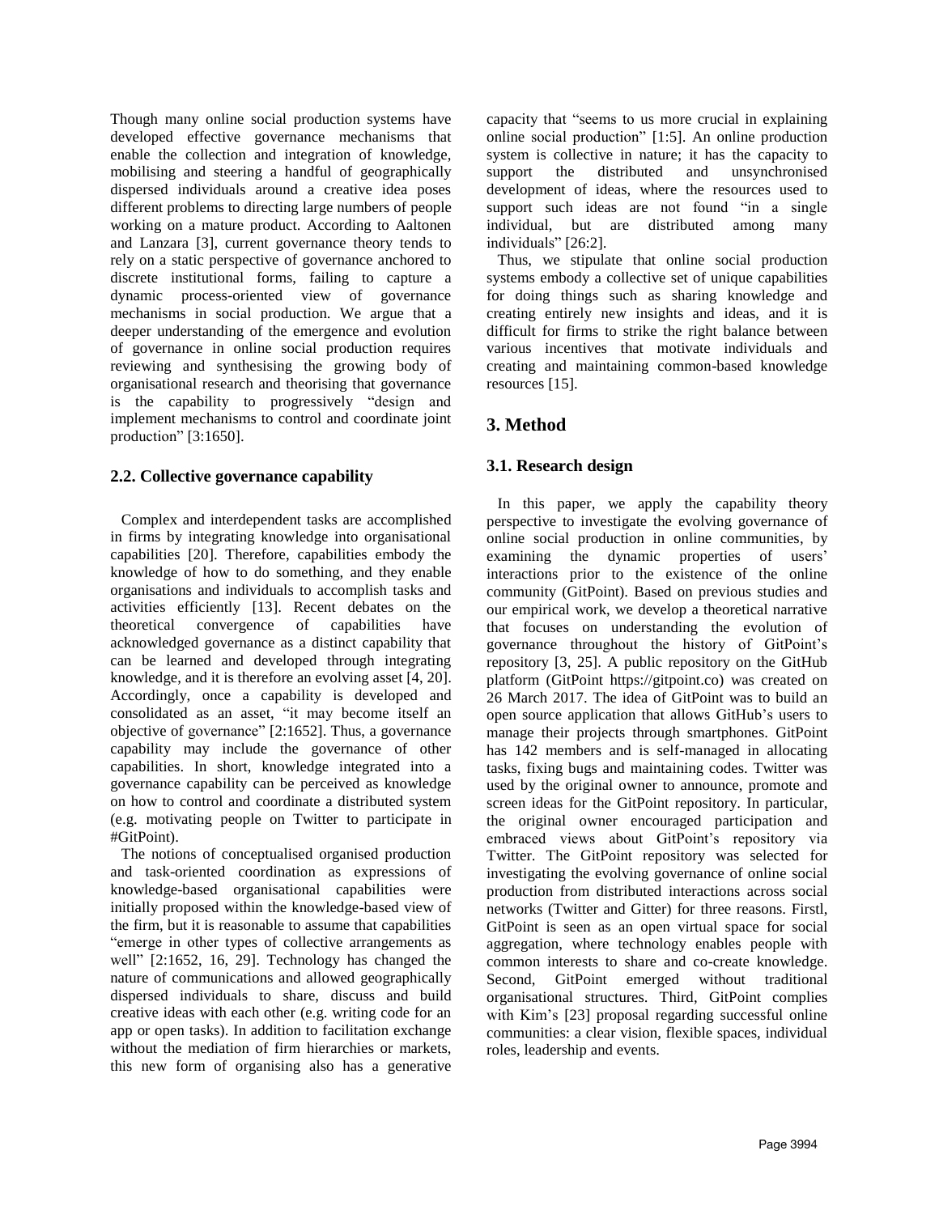Though many online social production systems have developed effective governance mechanisms that enable the collection and integration of knowledge, mobilising and steering a handful of geographically dispersed individuals around a creative idea poses different problems to directing large numbers of people working on a mature product. According to Aaltonen and Lanzara [3], current governance theory tends to rely on a static perspective of governance anchored to discrete institutional forms, failing to capture a dynamic process-oriented view of governance mechanisms in social production. We argue that a deeper understanding of the emergence and evolution of governance in online social production requires reviewing and synthesising the growing body of organisational research and theorising that governance is the capability to progressively "design and implement mechanisms to control and coordinate joint production" [3:1650].

### 2.2. Collective governance capability

Complex and interdependent tasks are accomplished in firms by integrating knowledge into organisational capabilities [20]. Therefore, capabilities embody the knowledge of how to do something, and they enable organisations and individuals to accomplish tasks and activities efficiently [13]. Recent debates on the theoretical convergence of capabilities have acknowledged governance as a distinct capability that can be learned and developed through integrating knowledge, and it is therefore an evolving asset [4, 20]. Accordingly, once a capability is developed and consolidated as an asset, "it may become itself an objective of governance" [2:1652]. Thus, a governance capability may include the governance of other capabilities. In short, knowledge integrated into a governance capability can be perceived as knowledge on how to control and coordinate a distributed system (e.g. motivating people on Twitter to participate in #GitPoint).

The notions of conceptualised organised production and task-oriented coordination as expressions of knowledge-based organisational capabilities were initially proposed within the knowledge-based view of the firm, but it is reasonable to assume that capabilities "emerge in other types of collective arrangements as well" [2:1652, 16, 29]. Technology has changed the nature of communications and allowed geographically dispersed individuals to share, discuss and build creative ideas with each other (e.g. writing code for an app or open tasks). In addition to facilitation exchange without the mediation of firm hierarchies or markets, this new form of organising also has a generative capacity that "seems to us more crucial in explaining online social production" [1:5]. An online production system is collective in nature; it has the capacity to support the distributed and unsynchronised development of ideas, where the resources used to support such ideas are not found "in a single individual, but are distributed among many individuals" [26:2].

Thus, we stipulate that online social production systems embody a collective set of unique capabilities for doing things such as sharing knowledge and creating entirely new insights and ideas, and it is difficult for firms to strike the right balance between various incentives that motivate individuals and creating and maintaining common-based knowledge resources [15].

## 3. Method

### 3.1. Research design

In this paper, we apply the capability theory perspective to investigate the evolving governance of online social production in online communities, by examining the dynamic properties of users' interactions prior to the existence of the online community (GitPoint). Based on previous studies and our empirical work, we develop a theoretical narrative that focuses on understanding the evolution of governance throughout the history of GitPoint's repository [3, 25]. A public repository on the GitHub platform (GitPoint https://gitpoint.co) was created on 26 March 2017. The idea of GitPoint was to build an open source application that allows GitHub's users to manage their projects through smartphones. GitPoint has 142 members and is self-managed in allocating tasks, fixing bugs and maintaining codes. Twitter was used by the original owner to announce, promote and screen ideas for the GitPoint repository. In particular, the original owner encouraged participation and embraced views about GitPoint's repository via Twitter. The GitPoint repository was selected for investigating the evolving governance of online social production from distributed interactions across social networks (Twitter and Gitter) for three reasons. Firstl, GitPoint is seen as an open virtual space for social aggregation, where technology enables people with common interests to share and co-create knowledge. Second, GitPoint emerged without traditional organisational structures. Third, GitPoint complies with Kim's [23] proposal regarding successful online communities: a clear vision, flexible spaces, individual roles, leadership and events.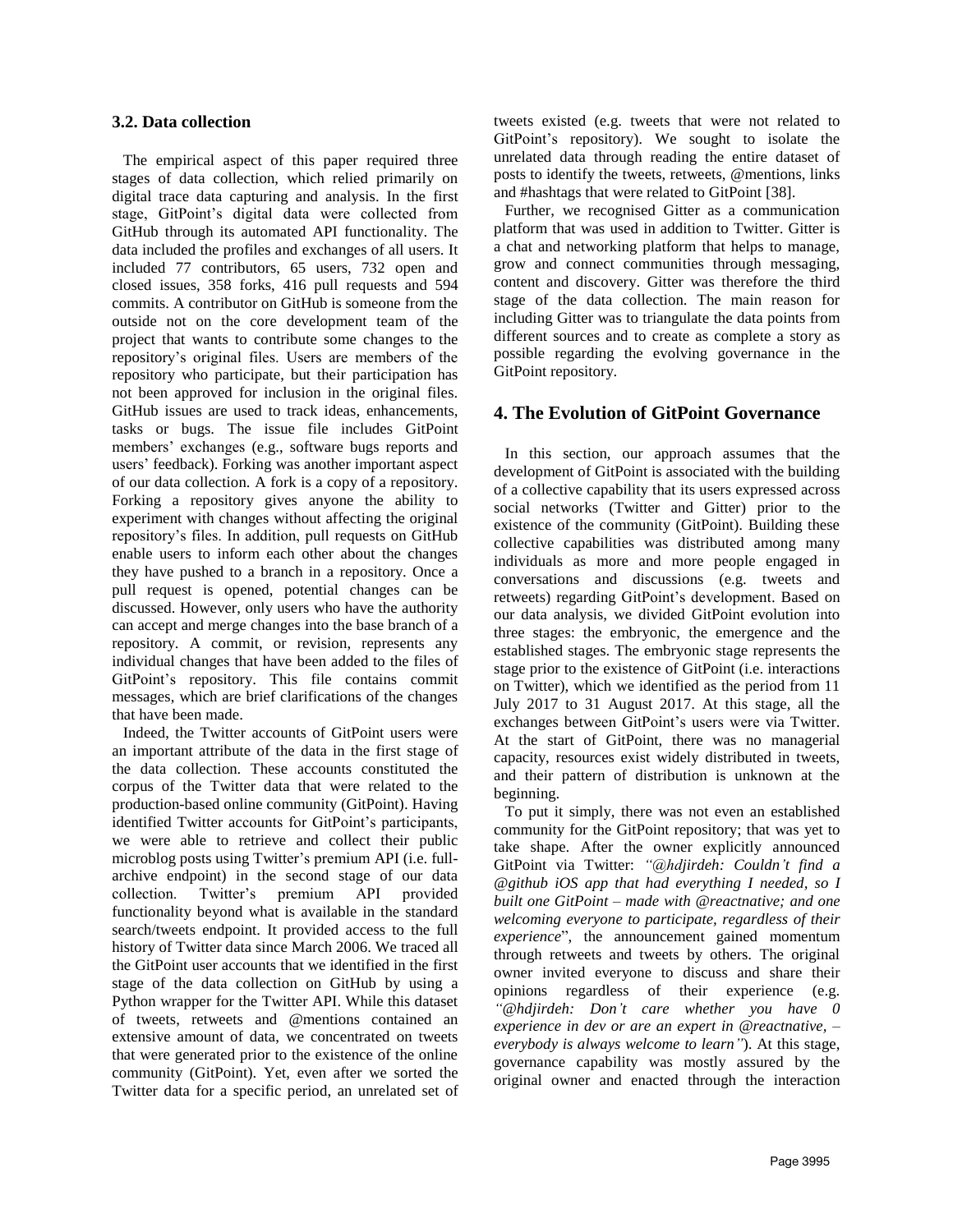### 3.2. Data collection

The empirical aspect of this paper required three stages of data collection, which relied primarily on digital trace data capturing and analysis. In the first stage, GitPoint's digital data were collected from GitHub through its automated API functionality. The data included the profiles and exchanges of all users. It included 77 contributors, 65 users, 732 open and closed issues, 358 forks, 416 pull requests and 594 commits. A contributor on GitHub is someone from the outside not on the core development team of the project that wants to contribute some changes to the repository's original files. Users are members of the repository who participate, but their participation has not been approved for inclusion in the original files. GitHub issues are used to track ideas, enhancements, tasks or bugs. The issue file includes GitPoint members' exchanges (e.g., software bugs reports and users' feedback). Forking was another important aspect of our data collection. A fork is a copy of a repository. Forking a repository gives anyone the ability to experiment with changes without affecting the original repository's files. In addition, pull requests on GitHub enable users to inform each other about the changes they have pushed to a branch in a repository. Once a pull request is opened, potential changes can be discussed. However, only users who have the authority can accept and merge changes into the base branch of a repository. A commit, or revision, represents any individual changes that have been added to the files of GitPoint's repository. This file contains commit messages, which are brief clarifications of the changes that have been made.

Indeed, the Twitter accounts of GitPoint users were an important attribute of the data in the first stage of the data collection. These accounts constituted the corpus of the Twitter data that were related to the production-based online community (GitPoint). Having identified Twitter accounts for GitPoint's participants, we were able to retrieve and collect their public microblog posts using Twitter's premium API (i.e. full-archive endpoint) in the second stage of our data collection. Twitter's premium API provided functionality beyond what is available in the standard search/tweets endpoint. It provided access to the full history of Twitter data since March 2006. We traced all the GitPoint user accounts that we identified in the first stage of the data collection on GitHub by using a Python wrapper for the Twitter API. While this dataset of tweets, retweets and @mentions contained an extensive amount of data, we concentrated on tweets that were generated prior to the existence of the online community (GitPoint). Yet, even after we sorted the Twitter data for a specific period, an unrelated set of tweets existed (e.g. tweets that were not related to GitPoint's repository). We sought to isolate the unrelated data through reading the entire dataset of posts to identify the tweets, retweets, @mentions, links and #hashtags that were related to GitPoint [38].

Further, we recognised Gitter as a communication platform that was used in addition to Twitter. Gitter is a chat and networking platform that helps to manage, grow and connect communities through messaging, content and discovery. Gitter was therefore the third stage of the data collection. The main reason for including Gitter was to triangulate the data points from different sources and to create as complete a story as possible regarding the evolving governance in the GitPoint repository.

## 4. The Evolution of GitPoint Governance

In this section, our approach assumes that the development of GitPoint is associated with the building of a collective capability that its users expressed across social networks (Twitter and Gitter) prior to the existence of the community (GitPoint). Building these collective capabilities was distributed among many individuals as more and more people engaged in conversations and discussions (e.g. tweets and retweets) regarding GitPoint's development. Based on our data analysis, we divided GitPoint evolution into three stages: the embryonic, the emergence and the established stages. The embryonic stage represents the stage prior to the existence of GitPoint (i.e. interactions on Twitter), which we identified as the period from 11 July 2017 to 31 August 2017. At this stage, all the exchanges between GitPoint's users were via Twitter. At the start of GitPoint, there was no managerial capacity, resources exist widely distributed in tweets, and their pattern of distribution is unknown at the beginning.

To put it simply, there was not even an established community for the GitPoint repository; that was yet to take shape. After the owner explicitly announced GitPoint via Twitter: *"@hdjirdeh: Couldn't find a @github iOS app that had everything I needed, so I built one GitPoint – made with @reactnative; and one welcoming everyone to participate, regardless of their experience*", the announcement gained momentum through retweets and tweets by others. The original owner invited everyone to discuss and share their opinions regardless of their experience (e.g. *"@hdjirdeh: Don't care whether you have 0 experience in dev or are an expert in @reactnative, – everybody is always welcome to learn"*). At this stage, governance capability was mostly assured by the original owner and enacted through the interaction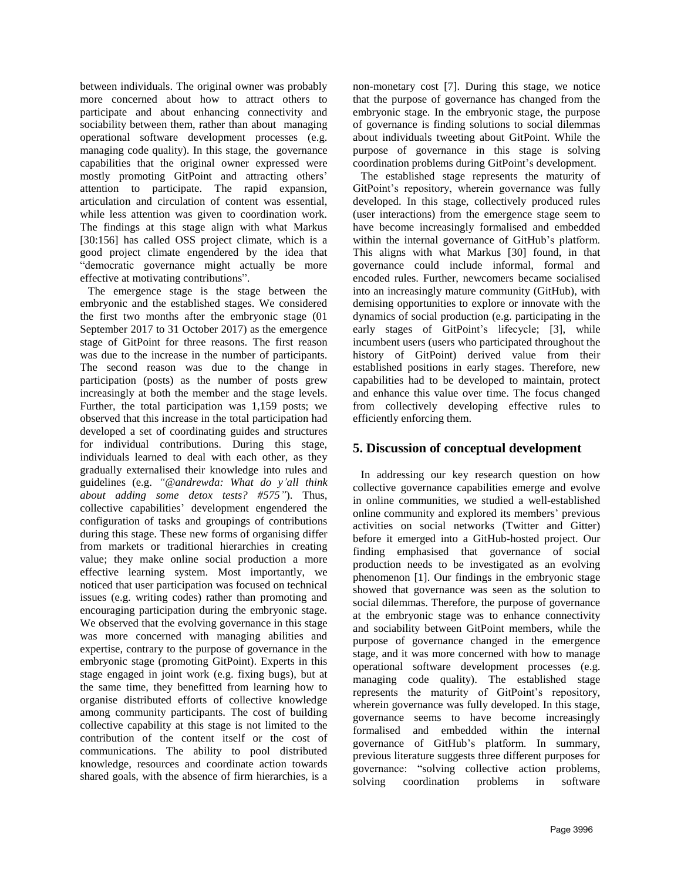between individuals. The original owner was probably more concerned about how to attract others to participate and about enhancing connectivity and sociability between them, rather than about managing operational software development processes (e.g. managing code quality). In this stage, the governance capabilities that the original owner expressed were mostly promoting GitPoint and attracting others' attention to participate. The rapid expansion, articulation and circulation of content was essential, while less attention was given to coordination work. The findings at this stage align with what Markus [30:156] has called OSS project climate, which is a good project climate engendered by the idea that "democratic governance might actually be more effective at motivating contributions".

The emergence stage is the stage between the embryonic and the established stages. We considered the first two months after the embryonic stage (01 September 2017 to 31 October 2017) as the emergence stage of GitPoint for three reasons. The first reason was due to the increase in the number of participants. The second reason was due to the change in participation (posts) as the number of posts grew increasingly at both the member and the stage levels. Further, the total participation was 1,159 posts; we observed that this increase in the total participation had developed a set of coordinating guides and structures for individual contributions. During this stage, individuals learned to deal with each other, as they gradually externalised their knowledge into rules and guidelines (e.g. *"@andrewda: What do y'all think about adding some detox tests? #575"*). Thus, collective capabilities' development engendered the configuration of tasks and groupings of contributions during this stage. These new forms of organising differ from markets or traditional hierarchies in creating value; they make online social production a more effective learning system. Most importantly, we noticed that user participation was focused on technical issues (e.g. writing codes) rather than promoting and encouraging participation during the embryonic stage. We observed that the evolving governance in this stage was more concerned with managing abilities and expertise, contrary to the purpose of governance in the embryonic stage (promoting GitPoint). Experts in this stage engaged in joint work (e.g. fixing bugs), but at the same time, they benefitted from learning how to organise distributed efforts of collective knowledge among community participants. The cost of building collective capability at this stage is not limited to the contribution of the content itself or the cost of communications. The ability to pool distributed knowledge, resources and coordinate action towards shared goals, with the absence of firm hierarchies, is a non-monetary cost [7]. During this stage, we notice that the purpose of governance has changed from the embryonic stage. In the embryonic stage, the purpose of governance is finding solutions to social dilemmas about individuals tweeting about GitPoint. While the purpose of governance in this stage is solving coordination problems during GitPoint's development.

The established stage represents the maturity of GitPoint's repository, wherein governance was fully developed. In this stage, collectively produced rules (user interactions) from the emergence stage seem to have become increasingly formalised and embedded within the internal governance of GitHub's platform. This aligns with what Markus [30] found, in that governance could include informal, formal and encoded rules. Further, newcomers became socialised into an increasingly mature community (GitHub), with demising opportunities to explore or innovate with the dynamics of social production (e.g. participating in the early stages of GitPoint's lifecycle; [3], while incumbent users (users who participated throughout the history of GitPoint) derived value from their established positions in early stages. Therefore, new capabilities had to be developed to maintain, protect and enhance this value over time. The focus changed from collectively developing effective rules to efficiently enforcing them.

## 5. Discussion of conceptual development

In addressing our key research question on how collective governance capabilities emerge and evolve in online communities, we studied a well-established online community and explored its members' previous activities on social networks (Twitter and Gitter) before it emerged into a GitHub-hosted project. Our finding emphasised that governance of social production needs to be investigated as an evolving phenomenon [1]. Our findings in the embryonic stage showed that governance was seen as the solution to social dilemmas. Therefore, the purpose of governance at the embryonic stage was to enhance connectivity and sociability between GitPoint members, while the purpose of governance changed in the emergence stage, and it was more concerned with how to manage operational software development processes (e.g. managing code quality). The established stage represents the maturity of GitPoint's repository, wherein governance was fully developed. In this stage, governance seems to have become increasingly formalised and embedded within the internal governance of GitHub's platform. In summary, previous literature suggests three different purposes for governance: "solving collective action problems, solving coordination problems in software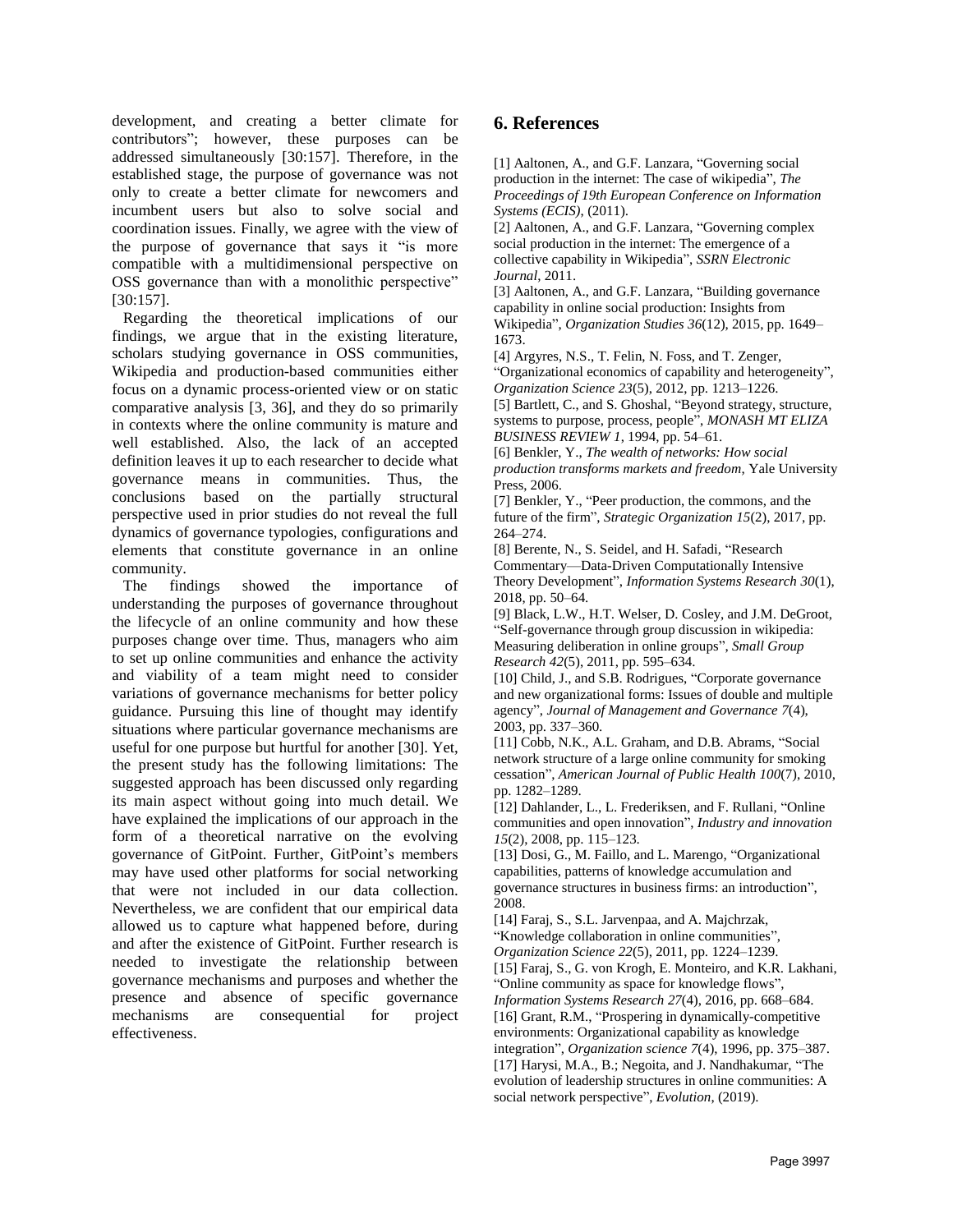development, and creating a better climate for contributors"; however, these purposes can be addressed simultaneously [30:157]. Therefore, in the established stage, the purpose of governance was not only to create a better climate for newcomers and incumbent users but also to solve social and coordination issues. Finally, we agree with the view of the purpose of governance that says it "is more compatible with a multidimensional perspective on OSS governance than with a monolithic perspective" [30:157].

Regarding the theoretical implications of our findings, we argue that in the existing literature, scholars studying governance in OSS communities, Wikipedia and production-based communities either focus on a dynamic process-oriented view or on static comparative analysis [3, 36], and they do so primarily in contexts where the online community is mature and well established. Also, the lack of an accepted definition leaves it up to each researcher to decide what governance means in communities. Thus, the conclusions based on the partially structural perspective used in prior studies do not reveal the full dynamics of governance typologies, configurations and elements that constitute governance in an online community.

The findings showed the importance of understanding the purposes of governance throughout the lifecycle of an online community and how these purposes change over time. Thus, managers who aim to set up online communities and enhance the activity and viability of a team might need to consider variations of governance mechanisms for better policy guidance. Pursuing this line of thought may identify situations where particular governance mechanisms are useful for one purpose but hurtful for another [30]. Yet, the present study has the following limitations: The suggested approach has been discussed only regarding its main aspect without going into much detail. We have explained the implications of our approach in the form of a theoretical narrative on the evolving governance of GitPoint. Further, GitPoint's members may have used other platforms for social networking that were not included in our data collection. Nevertheless, we are confident that our empirical data allowed us to capture what happened before, during and after the existence of GitPoint. Further research is needed to investigate the relationship between governance mechanisms and purposes and whether the presence and absence of specific governance mechanisms are consequential for project effectiveness.

## 6. References

[1] Aaltonen, A., and G.F. Lanzara, "Governing social production in the internet: The case of wikipedia", *The Proceedings of 19th European Conference on Information Systems (ECIS)*, (2011).

[2] Aaltonen, A., and G.F. Lanzara, "Governing complex social production in the internet: The emergence of a collective capability in Wikipedia", *SSRN Electronic Journal*, 2011.

[3] Aaltonen, A., and G.F. Lanzara, "Building governance capability in online social production: Insights from Wikipedia", *Organization Studies 36*(12), 2015, pp. 1649–1673.

[4] Argyres, N.S., T. Felin, N. Foss, and T. Zenger, "Organizational economics of capability and heterogeneity", *Organization Science 23*(5), 2012, pp. 1213–1226.

[5] Bartlett, C., and S. Ghoshal, "Beyond strategy, structure, systems to purpose, process, people", *MONASH MT ELIZA BUSINESS REVIEW 1*, 1994, pp. 54–61.

[6] Benkler, Y., *The wealth of networks: How social production transforms markets and freedom*, Yale University Press, 2006.

[7] Benkler, Y., "Peer production, the commons, and the future of the firm", *Strategic Organization 15*(2), 2017, pp. 264–274.

[8] Berente, N., S. Seidel, and H. Safadi, "Research Commentary—Data-Driven Computationally Intensive Theory Development", *Information Systems Research 30*(1), 2018, pp. 50–64.

[9] Black, L.W., H.T. Welser, D. Cosley, and J.M. DeGroot, "Self-governance through group discussion in wikipedia: Measuring deliberation in online groups", *Small Group Research 42*(5), 2011, pp. 595–634.

[10] Child, J., and S.B. Rodrigues, "Corporate governance and new organizational forms: Issues of double and multiple agency", *Journal of Management and Governance 7*(4), 2003, pp. 337–360.

[11] Cobb, N.K., A.L. Graham, and D.B. Abrams, "Social network structure of a large online community for smoking cessation", *American Journal of Public Health 100*(7), 2010, pp. 1282–1289.

[12] Dahlander, L., L. Frederiksen, and F. Rullani, "Online communities and open innovation", *Industry and innovation 15*(2), 2008, pp. 115–123.

[13] Dosi, G., M. Faillo, and L. Marengo, "Organizational capabilities, patterns of knowledge accumulation and governance structures in business firms: an introduction", 2008.

[14] Faraj, S., S.L. Jarvenpaa, and A. Majchrzak, "Knowledge collaboration in online communities", *Organization Science 22*(5), 2011, pp. 1224–1239.

[15] Faraj, S., G. von Krogh, E. Monteiro, and K.R. Lakhani, "Online community as space for knowledge flows", *Information Systems Research 27*(4), 2016, pp. 668–684.

[16] Grant, R.M., "Prospering in dynamically-competitive environments: Organizational capability as knowledge integration", *Organization science 7*(4), 1996, pp. 375–387.

[17] Harysi, M.A., B.; Negoita, and J. Nandhakumar, "The evolution of leadership structures in online communities: A social network perspective", *Evolution*, (2019).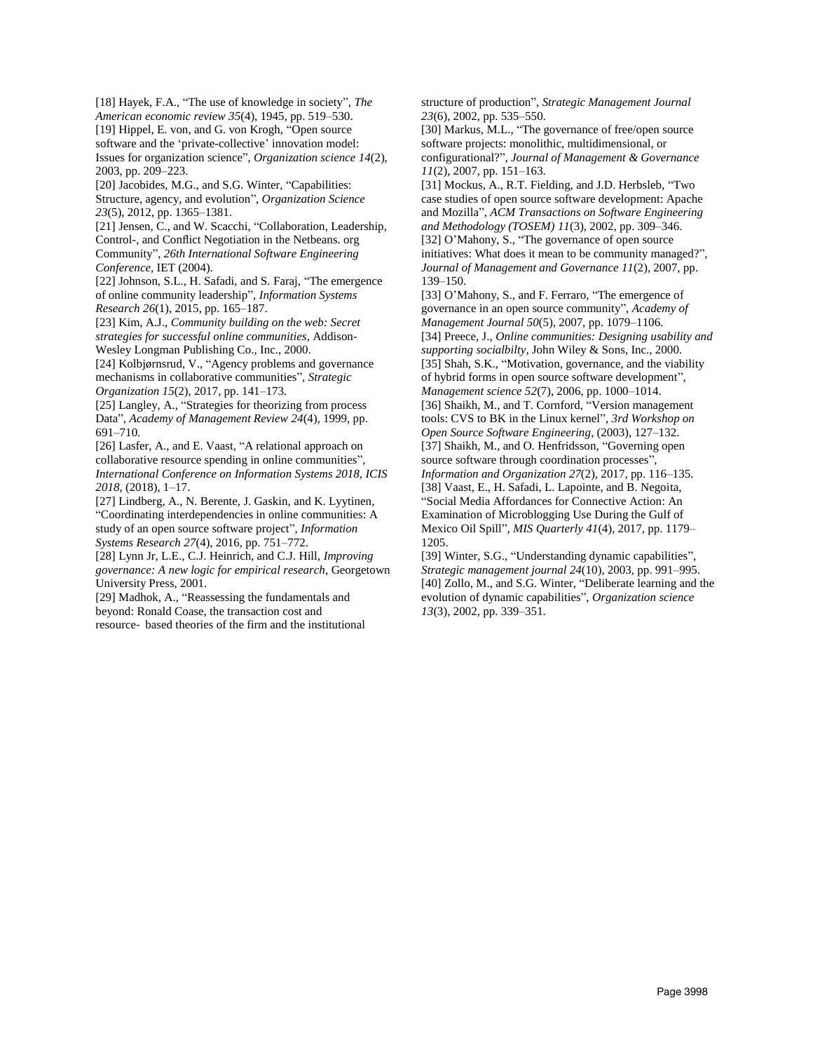[18] Hayek, F.A., "The use of knowledge in society", *The American economic review 35*(4), 1945, pp. 519–530.

[19] Hippel, E. von, and G. von Krogh, "Open source software and the 'private-collective' innovation model: Issues for organization science", *Organization science 14*(2), 2003, pp. 209–223.

[20] Jacobides, M.G., and S.G. Winter, "Capabilities: Structure, agency, and evolution", *Organization Science 23*(5), 2012, pp. 1365–1381.

[21] Jensen, C., and W. Scacchi, "Collaboration, Leadership, Control-, and Conflict Negotiation in the Netbeans. org Community", *26th International Software Engineering Conference*, IET (2004).

[22] Johnson, S.L., H. Safadi, and S. Faraj, "The emergence of online community leadership", *Information Systems Research 26*(1), 2015, pp. 165–187.

[23] Kim, A.J., *Community building on the web: Secret strategies for successful online communities*, Addison-Wesley Longman Publishing Co., Inc., 2000.

[24] Kolbjørnsrud, V., "Agency problems and governance mechanisms in collaborative communities", *Strategic Organization 15*(2), 2017, pp. 141–173.

[25] Langley, A., "Strategies for theorizing from process Data", *Academy of Management Review 24*(4), 1999, pp. 691–710.

[26] Lasfer, A., and E. Vaast, "A relational approach on collaborative resource spending in online communities", *International Conference on Information Systems 2018, ICIS 2018*, (2018), 1–17.

[27] Lindberg, A., N. Berente, J. Gaskin, and K. Lyytinen, "Coordinating interdependencies in online communities: A study of an open source software project", *Information Systems Research 27*(4), 2016, pp. 751–772.

[28] Lynn Jr, L.E., C.J. Heinrich, and C.J. Hill, *Improving governance: A new logic for empirical research*, Georgetown University Press, 2001.

[29] Madhok, A., "Reassessing the fundamentals and beyond: Ronald Coase, the transaction cost and resource- based theories of the firm and the institutional structure of production", *Strategic Management Journal 23*(6), 2002, pp. 535–550.

[30] Markus, M.L., "The governance of free/open source software projects: monolithic, multidimensional, or configurational?", *Journal of Management & Governance 11*(2), 2007, pp. 151–163.

[31] Mockus, A., R.T. Fielding, and J.D. Herbsleb, "Two case studies of open source software development: Apache and Mozilla", *ACM Transactions on Software Engineering and Methodology (TOSEM) 11*(3), 2002, pp. 309–346.

[32] O'Mahony, S., "The governance of open source initiatives: What does it mean to be community managed?", *Journal of Management and Governance 11*(2), 2007, pp. 139–150.

[33] O'Mahony, S., and F. Ferraro, "The emergence of governance in an open source community", *Academy of Management Journal 50*(5), 2007, pp. 1079–1106.

[34] Preece, J., *Online communities: Designing usability and supporting socialbilty*, John Wiley & Sons, Inc., 2000.

[35] Shah, S.K., "Motivation, governance, and the viability of hybrid forms in open source software development", *Management science 52*(7), 2006, pp. 1000–1014.

[36] Shaikh, M., and T. Cornford, "Version management tools: CVS to BK in the Linux kernel", *3rd Workshop on Open Source Software Engineering*, (2003), 127–132.

[37] Shaikh, M., and O. Henfridsson, "Governing open source software through coordination processes", *Information and Organization 27*(2), 2017, pp. 116–135.

[38] Vaast, E., H. Safadi, L. Lapointe, and B. Negoita, "Social Media Affordances for Connective Action: An Examination of Microblogging Use During the Gulf of Mexico Oil Spill", *MIS Quarterly 41*(4), 2017, pp. 1179–1205.

[39] Winter, S.G., "Understanding dynamic capabilities", *Strategic management journal 24*(10), 2003, pp. 991–995.

[40] Zollo, M., and S.G. Winter, "Deliberate learning and the evolution of dynamic capabilities", *Organization science 13*(3), 2002, pp. 339–351.